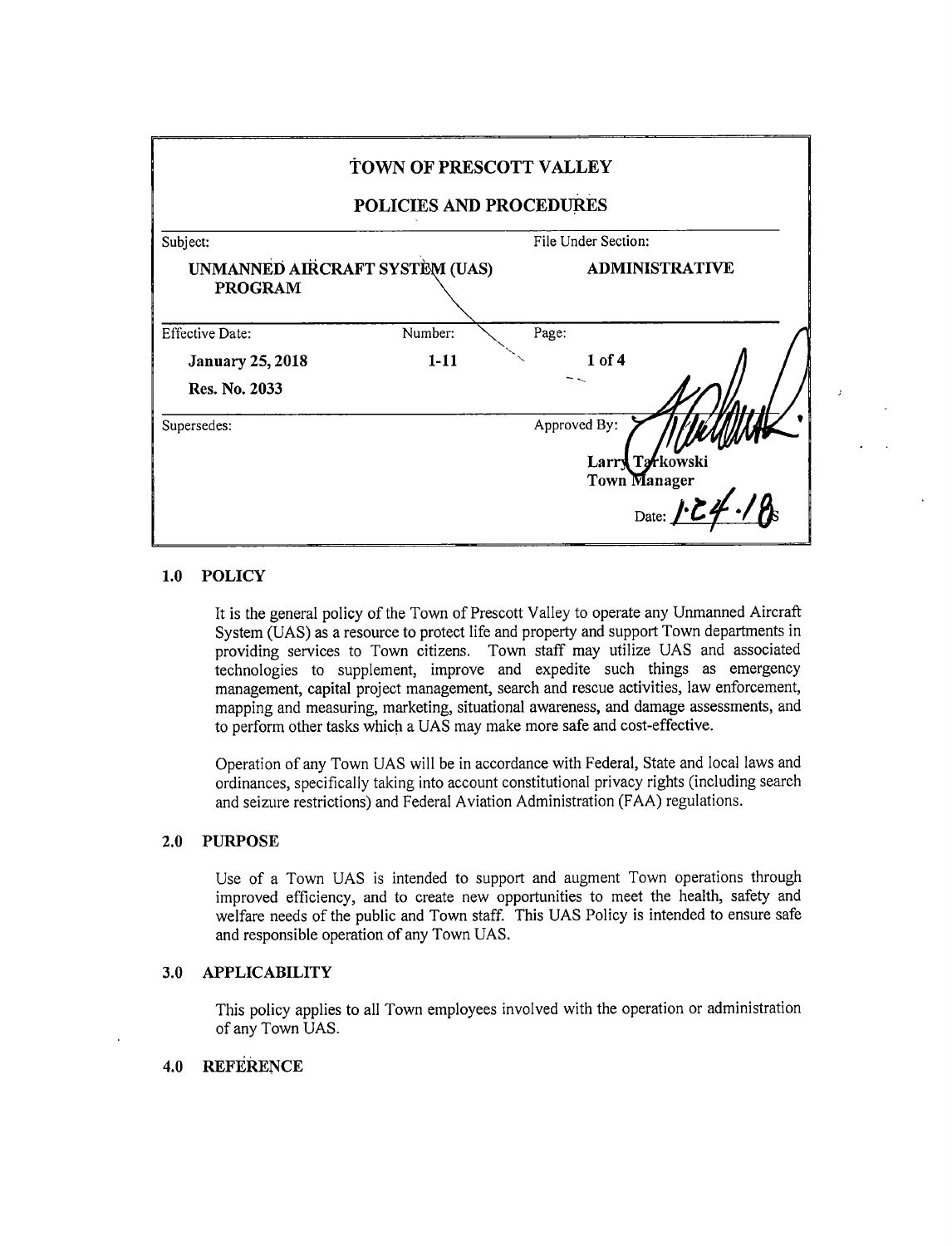# TOWN OF PRESCOTT VALLEY

## POLICIES AND PROCEDURES

| | | |
|---|---|---|
| Subject: **UNMANNED AIRCRAFT SYSTEM (UAS) PROGRAM** | | File Under Section: **ADMINISTRATIVE** |
| Effective Date: **January 25, 2018** **Res. No. 2033** | Number: **1-11** | Page: **1 of 4** |
| Supersedes: | | Approved By: **Larry Tarkowski** **Town Manager** Date: 1-24-18 |

### 1.0 POLICY

It is the general policy of the Town of Prescott Valley to operate any Unmanned Aircraft System (UAS) as a resource to protect life and property and support Town departments in providing services to Town citizens. Town staff may utilize UAS and associated technologies to supplement, improve and expedite such things as emergency management, capital project management, search and rescue activities, law enforcement, mapping and measuring, marketing, situational awareness, and damage assessments, and to perform other tasks which a UAS may make more safe and cost-effective.

Operation of any Town UAS will be in accordance with Federal, State and local laws and ordinances, specifically taking into account constitutional privacy rights (including search and seizure restrictions) and Federal Aviation Administration (FAA) regulations.

### 2.0 PURPOSE

Use of a Town UAS is intended to support and augment Town operations through improved efficiency, and to create new opportunities to meet the health, safety and welfare needs of the public and Town staff. This UAS Policy is intended to ensure safe and responsible operation of any Town UAS.

### 3.0 APPLICABILITY

This policy applies to all Town employees involved with the operation or administration of any Town UAS.

### 4.0 REFERENCE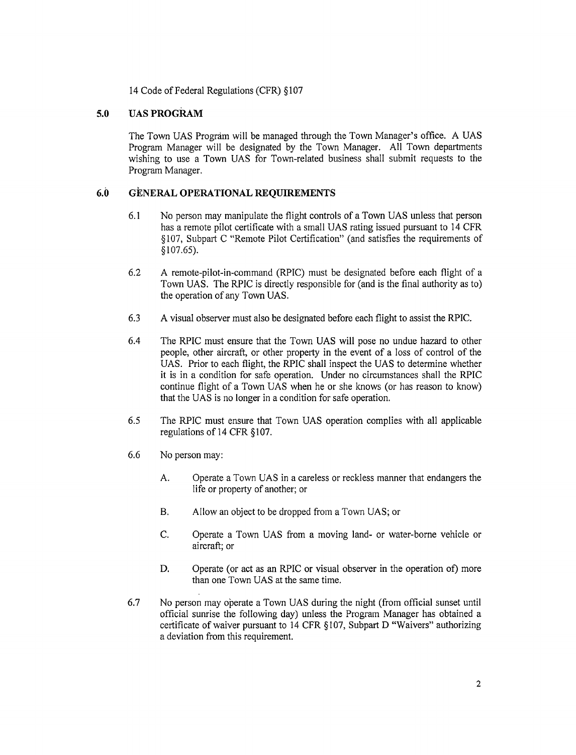14 Code of Federal Regulations (CFR) §107

## 5.0 UAS PROGRAM

The Town UAS Program will be managed through the Town Manager's office. A UAS Program Manager will be designated by the Town Manager. All Town departments wishing to use a Town UAS for Town-related business shall submit requests to the Program Manager.

## 6.0 GENERAL OPERATIONAL REQUIREMENTS

6.1 No person may manipulate the flight controls of a Town UAS unless that person has a remote pilot certificate with a small UAS rating issued pursuant to 14 CFR §107, Subpart C "Remote Pilot Certification" (and satisfies the requirements of §107.65).

6.2 A remote-pilot-in-command (RPIC) must be designated before each flight of a Town UAS. The RPIC is directly responsible for (and is the final authority as to) the operation of any Town UAS.

6.3 A visual observer must also be designated before each flight to assist the RPIC.

6.4 The RPIC must ensure that the Town UAS will pose no undue hazard to other people, other aircraft, or other property in the event of a loss of control of the UAS. Prior to each flight, the RPIC shall inspect the UAS to determine whether it is in a condition for safe operation. Under no circumstances shall the RPIC continue flight of a Town UAS when he or she knows (or has reason to know) that the UAS is no longer in a condition for safe operation.

6.5 The RPIC must ensure that Town UAS operation complies with all applicable regulations of 14 CFR §107.

6.6 No person may:

A. Operate a Town UAS in a careless or reckless manner that endangers the life or property of another; or

B. Allow an object to be dropped from a Town UAS; or

C. Operate a Town UAS from a moving land- or water-borne vehicle or aircraft; or

D. Operate (or act as an RPIC or visual observer in the operation of) more than one Town UAS at the same time.

6.7 No person may operate a Town UAS during the night (from official sunset until official sunrise the following day) unless the Program Manager has obtained a certificate of waiver pursuant to 14 CFR §107, Subpart D "Waivers" authorizing a deviation from this requirement.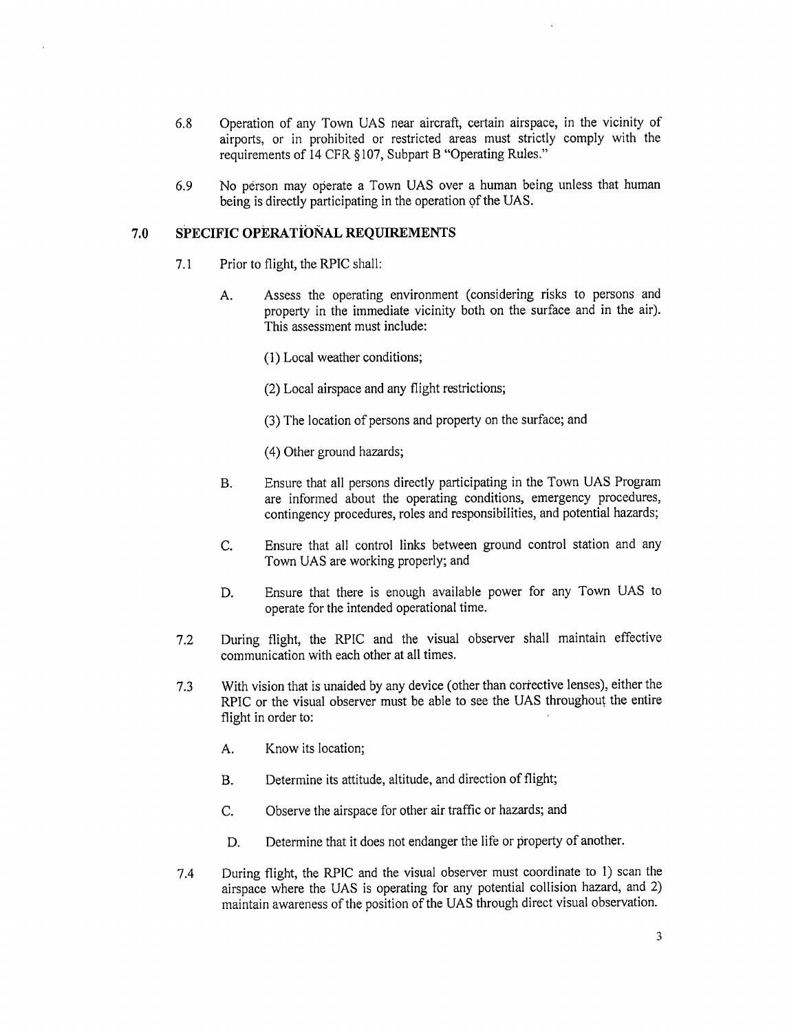6.8 Operation of any Town UAS near aircraft, certain airspace, in the vicinity of airports, or in prohibited or restricted areas must strictly comply with the requirements of 14 CFR §107, Subpart B "Operating Rules."

6.9 No person may operate a Town UAS over a human being unless that human being is directly participating in the operation of the UAS.

## 7.0 SPECIFIC OPERATIONAL REQUIREMENTS

7.1 Prior to flight, the RPIC shall:

A. Assess the operating environment (considering risks to persons and property in the immediate vicinity both on the surface and in the air). This assessment must include:

(1) Local weather conditions;

(2) Local airspace and any flight restrictions;

(3) The location of persons and property on the surface; and

(4) Other ground hazards;

B. Ensure that all persons directly participating in the Town UAS Program are informed about the operating conditions, emergency procedures, contingency procedures, roles and responsibilities, and potential hazards;

C. Ensure that all control links between ground control station and any Town UAS are working properly; and

D. Ensure that there is enough available power for any Town UAS to operate for the intended operational time.

7.2 During flight, the RPIC and the visual observer shall maintain effective communication with each other at all times.

7.3 With vision that is unaided by any device (other than corrective lenses), either the RPIC or the visual observer must be able to see the UAS throughout the entire flight in order to:

A. Know its location;

B. Determine its attitude, altitude, and direction of flight;

C. Observe the airspace for other air traffic or hazards; and

D. Determine that it does not endanger the life or property of another.

7.4 During flight, the RPIC and the visual observer must coordinate to 1) scan the airspace where the UAS is operating for any potential collision hazard, and 2) maintain awareness of the position of the UAS through direct visual observation.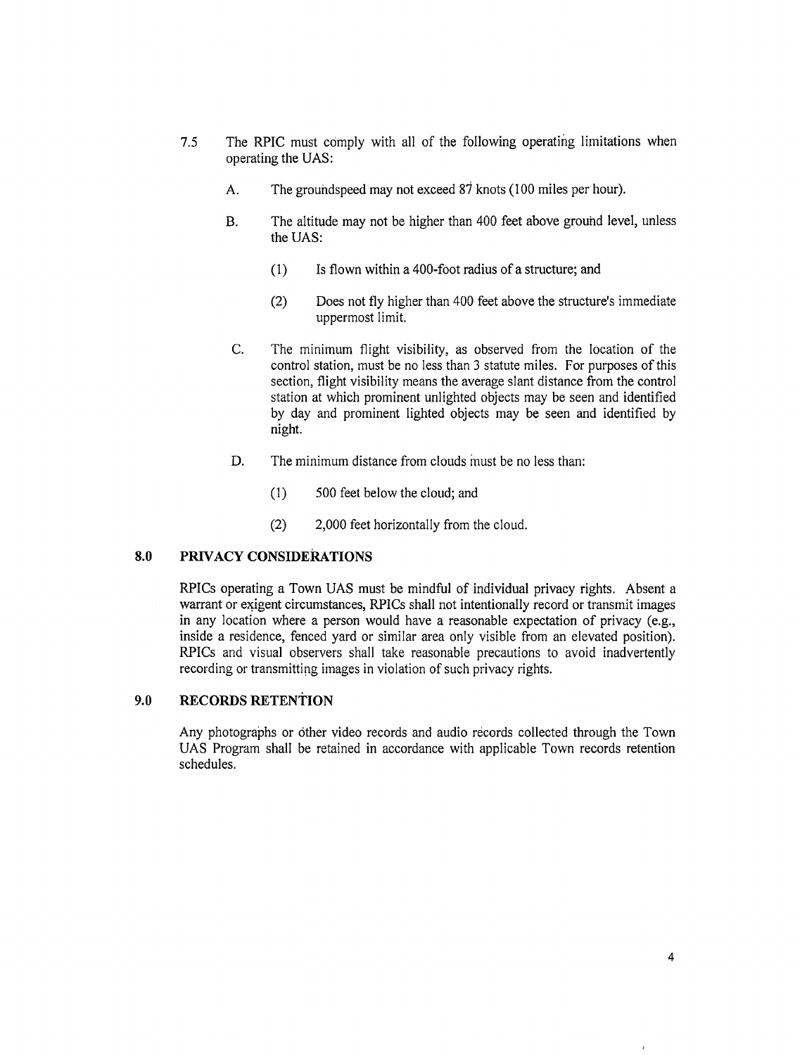7.5 The RPIC must comply with all of the following operating limitations when operating the UAS:

A. The groundspeed may not exceed 87 knots (100 miles per hour).

B. The altitude may not be higher than 400 feet above ground level, unless the UAS:

(1) Is flown within a 400-foot radius of a structure; and

(2) Does not fly higher than 400 feet above the structure's immediate uppermost limit.

C. The minimum flight visibility, as observed from the location of the control station, must be no less than 3 statute miles. For purposes of this section, flight visibility means the average slant distance from the control station at which prominent unlighted objects may be seen and identified by day and prominent lighted objects may be seen and identified by night.

D. The minimum distance from clouds must be no less than:

(1) 500 feet below the cloud; and

(2) 2,000 feet horizontally from the cloud.

## 8.0 PRIVACY CONSIDERATIONS

RPICs operating a Town UAS must be mindful of individual privacy rights. Absent a warrant or exigent circumstances, RPICs shall not intentionally record or transmit images in any location where a person would have a reasonable expectation of privacy (e.g., inside a residence, fenced yard or similar area only visible from an elevated position). RPICs and visual observers shall take reasonable precautions to avoid inadvertently recording or transmitting images in violation of such privacy rights.

## 9.0 RECORDS RETENTION

Any photographs or other video records and audio records collected through the Town UAS Program shall be retained in accordance with applicable Town records retention schedules.